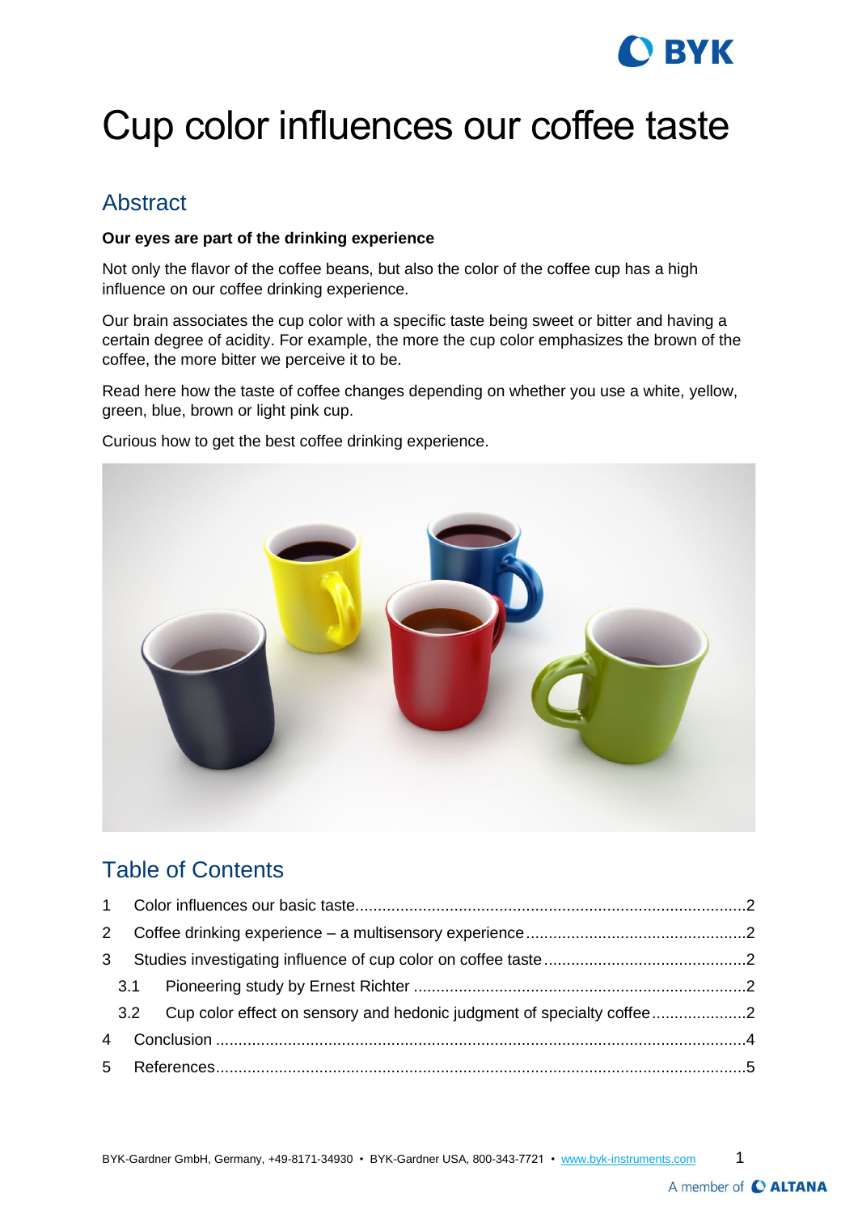# Cup color influences our coffee taste

## Abstract

**Our eyes are part of the drinking experience**

Not only the flavor of the coffee beans, but also the color of the coffee cup has a high influence on our coffee drinking experience.

Our brain associates the cup color with a specific taste being sweet or bitter and having a certain degree of acidity. For example, the more the cup color emphasizes the brown of the coffee, the more bitter we perceive it to be.

Read here how the taste of coffee changes depending on whether you use a white, yellow, green, blue, brown or light pink cup.

Curious how to get the best coffee drinking experience.

## Table of Contents

1 Color influences our basic taste .......... 2
2 Coffee drinking experience – a multisensory experience .......... 2
3 Studies investigating influence of cup color on coffee taste .......... 2
  3.1 Pioneering study by Ernest Richter .......... 2
  3.2 Cup color effect on sensory and hedonic judgment of specialty coffee .......... 2
4 Conclusion .......... 4
5 References .......... 5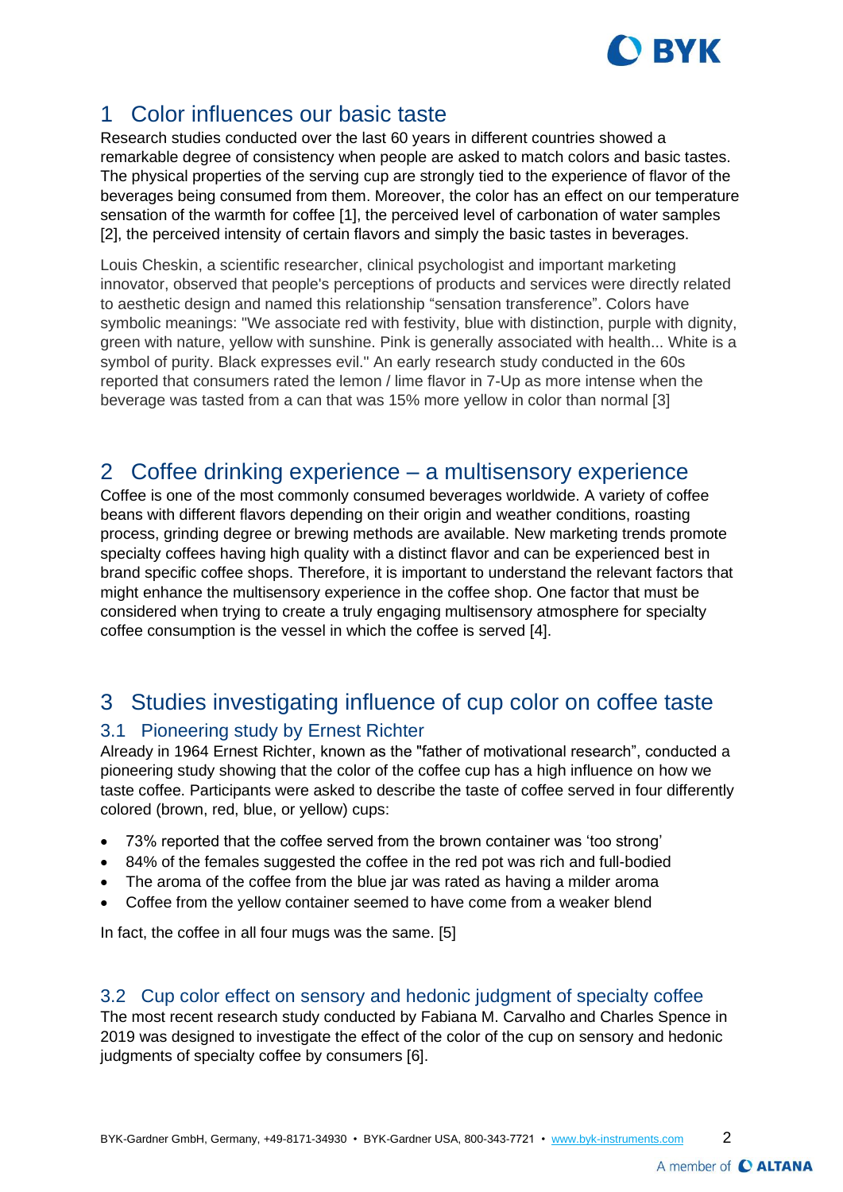# 1 Color influences our basic taste

Research studies conducted over the last 60 years in different countries showed a remarkable degree of consistency when people are asked to match colors and basic tastes. The physical properties of the serving cup are strongly tied to the experience of flavor of the beverages being consumed from them. Moreover, the color has an effect on our temperature sensation of the warmth for coffee [1], the perceived level of carbonation of water samples [2], the perceived intensity of certain flavors and simply the basic tastes in beverages.

Louis Cheskin, a scientific researcher, clinical psychologist and important marketing innovator, observed that people's perceptions of products and services were directly related to aesthetic design and named this relationship "sensation transference". Colors have symbolic meanings: "We associate red with festivity, blue with distinction, purple with dignity, green with nature, yellow with sunshine. Pink is generally associated with health... White is a symbol of purity. Black expresses evil." An early research study conducted in the 60s reported that consumers rated the lemon / lime flavor in 7-Up as more intense when the beverage was tasted from a can that was 15% more yellow in color than normal [3]

# 2 Coffee drinking experience – a multisensory experience

Coffee is one of the most commonly consumed beverages worldwide. A variety of coffee beans with different flavors depending on their origin and weather conditions, roasting process, grinding degree or brewing methods are available. New marketing trends promote specialty coffees having high quality with a distinct flavor and can be experienced best in brand specific coffee shops. Therefore, it is important to understand the relevant factors that might enhance the multisensory experience in the coffee shop. One factor that must be considered when trying to create a truly engaging multisensory atmosphere for specialty coffee consumption is the vessel in which the coffee is served [4].

# 3 Studies investigating influence of cup color on coffee taste

## 3.1 Pioneering study by Ernest Richter

Already in 1964 Ernest Richter, known as the "father of motivational research", conducted a pioneering study showing that the color of the coffee cup has a high influence on how we taste coffee. Participants were asked to describe the taste of coffee served in four differently colored (brown, red, blue, or yellow) cups:

- 73% reported that the coffee served from the brown container was 'too strong'
- 84% of the females suggested the coffee in the red pot was rich and full-bodied
- The aroma of the coffee from the blue jar was rated as having a milder aroma
- Coffee from the yellow container seemed to have come from a weaker blend

In fact, the coffee in all four mugs was the same. [5]

## 3.2 Cup color effect on sensory and hedonic judgment of specialty coffee

The most recent research study conducted by Fabiana M. Carvalho and Charles Spence in 2019 was designed to investigate the effect of the color of the cup on sensory and hedonic judgments of specialty coffee by consumers [6].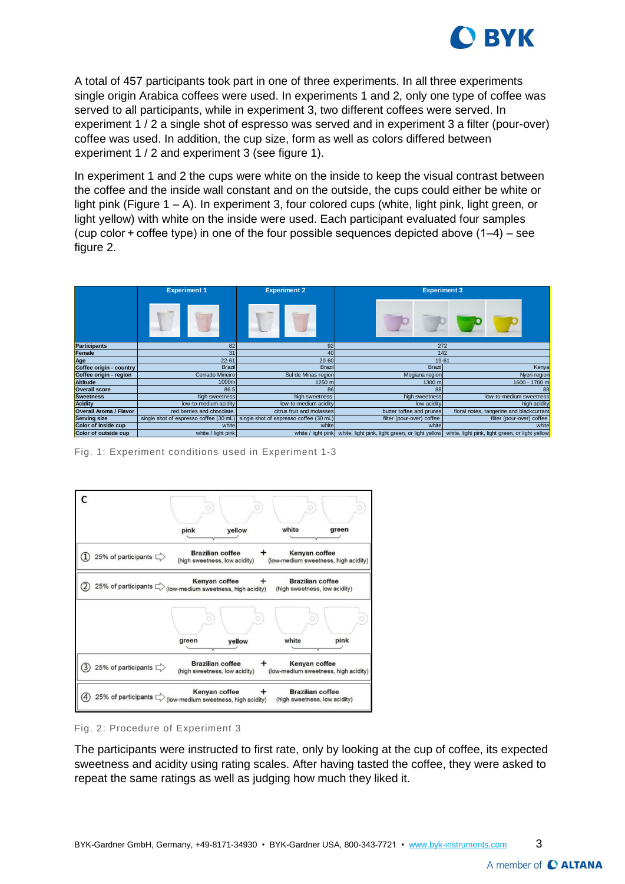A total of 457 participants took part in one of three experiments. In all three experiments single origin Arabica coffees were used. In experiments 1 and 2, only one type of coffee was served to all participants, while in experiment 3, two different coffees were served. In experiment 1 / 2 a single shot of espresso was served and in experiment 3 a filter (pour-over) coffee was used. In addition, the cup size, form as well as colors differed between experiment 1 / 2 and experiment 3 (see figure 1).

In experiment 1 and 2 the cups were white on the inside to keep the visual contrast between the coffee and the inside wall constant and on the outside, the cups could either be white or light pink (Figure 1 – A). In experiment 3, four colored cups (white, light pink, light green, or light yellow) with white on the inside were used. Each participant evaluated four samples (cup color + coffee type) in one of the four possible sequences depicted above (1–4) – see figure 2.

| | Experiment 1 | Experiment 2 | Experiment 3 | |
|---|---|---|---|---|
| Participants | 82 | 92 | 272 | |
| Female | 31 | 40 | 142 | |
| Age | 22-61 | 20-60 | 19-61 | |
| Coffee origin - country | Brazil | Brazil | Brazil | Kenya |
| Coffee origin - region | Cerrado Mineiro | Sul de Minas region | Mogiana region | Nyeri region |
| Altitude | 1000m | 1250 m | 1300 m | 1600 - 1700 m |
| Overall score | 86.5 | 86 | 88 | 88 |
| Sweetness | high sweetness | high sweetness | high sweetness | low-to-medium sweetness |
| Acidity | low-to-medium acidity | low-to-medium acidity | low acidity | high acidity |
| Overall Aroma / Flavor | red berries and chocolate. | citrus fruit and molasses | butter toffee and prunes | floral notes, tangerine and blackcurrant |
| Serving size | single shot of espresso coffee (30 mL) | single shot of espresso coffee (30 mL) | filter (pour-over) coffee | filter (pour-over) coffee |
| Color of inside cup | white | white | white | white |
| Color of outside cup | white / light pink | white / light pink | white, light pink, light green, or light yellow | white, light pink, light green, or light yellow |

Fig. 1: Experiment conditions used in Experiment 1-3

C

| Sequence | Cups | Brazilian / Kenyan order |
|---|---|---|
| ① 25% of participants | pink, yellow + white, green | Brazilian coffee (high sweetness, low acidity) + Kenyan coffee (low-medium sweetness, high acidity) |
| ② 25% of participants | pink, yellow + white, green | Kenyan coffee (low-medium sweetness, high acidity) + Brazilian coffee (high sweetness, low acidity) |
| ③ 25% of participants | green, yellow + white, pink | Brazilian coffee (high sweetness, low acidity) + Kenyan coffee (low-medium sweetness, high acidity) |
| ④ 25% of participants | green, yellow + white, pink | Kenyan coffee (low-medium sweetness, high acidity) + Brazilian coffee (high sweetness, low acidity) |

Fig. 2: Procedure of Experiment 3

The participants were instructed to first rate, only by looking at the cup of coffee, its expected sweetness and acidity using rating scales. After having tasted the coffee, they were asked to repeat the same ratings as well as judging how much they liked it.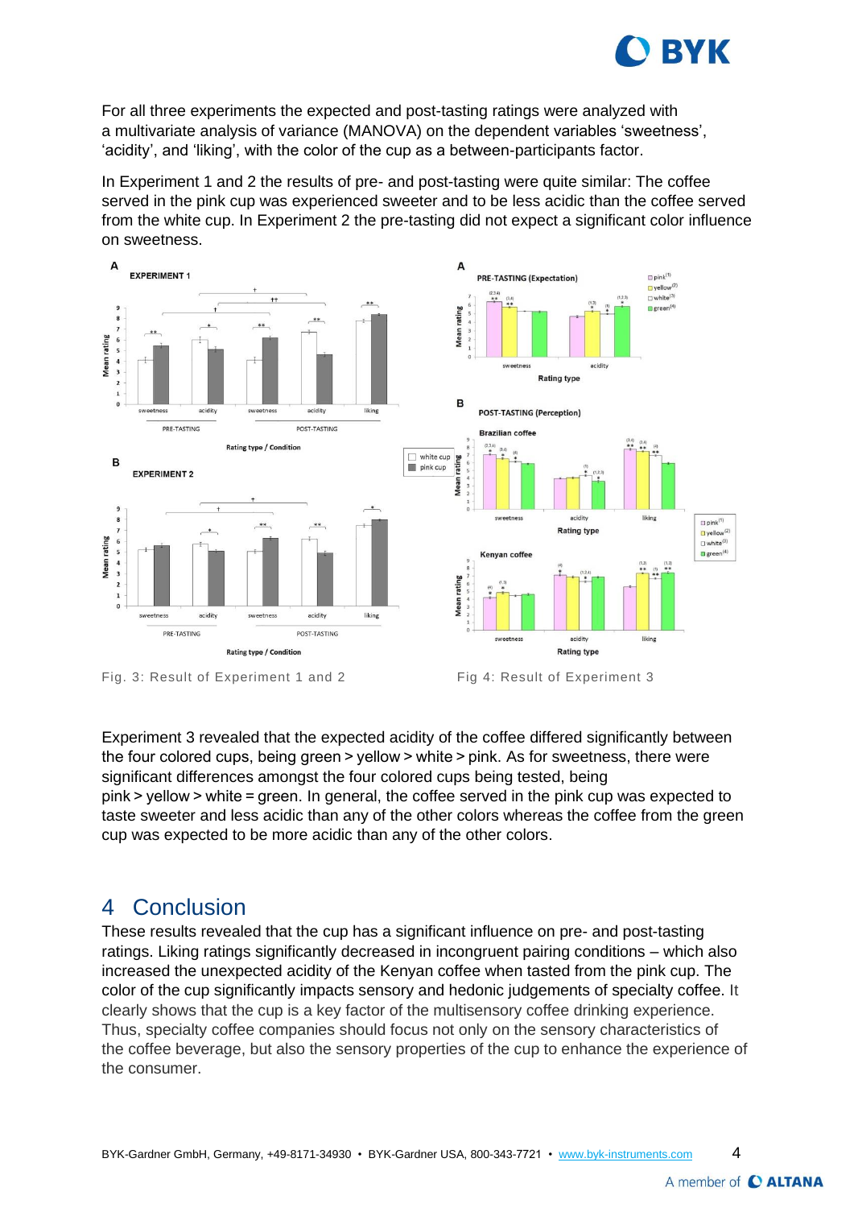For all three experiments the expected and post-tasting ratings were analyzed with a multivariate analysis of variance (MANOVA) on the dependent variables 'sweetness', 'acidity', and 'liking', with the color of the cup as a between-participants factor.

In Experiment 1 and 2 the results of pre- and post-tasting were quite similar: The coffee served in the pink cup was experienced sweeter and to be less acidic than the coffee served from the white cup. In Experiment 2 the pre-tasting did not expect a significant color influence on sweetness.

Fig. 3: Result of Experiment 1 and 2

Fig 4: Result of Experiment 3

Experiment 3 revealed that the expected acidity of the coffee differed significantly between the four colored cups, being green > yellow > white > pink. As for sweetness, there were significant differences amongst the four colored cups being tested, being pink > yellow > white = green. In general, the coffee served in the pink cup was expected to taste sweeter and less acidic than any of the other colors whereas the coffee from the green cup was expected to be more acidic than any of the other colors.

# 4 Conclusion

These results revealed that the cup has a significant influence on pre- and post-tasting ratings. Liking ratings significantly decreased in incongruent pairing conditions – which also increased the unexpected acidity of the Kenyan coffee when tasted from the pink cup. The color of the cup significantly impacts sensory and hedonic judgements of specialty coffee. It clearly shows that the cup is a key factor of the multisensory coffee drinking experience. Thus, specialty coffee companies should focus not only on the sensory characteristics of the coffee beverage, but also the sensory properties of the cup to enhance the experience of the consumer.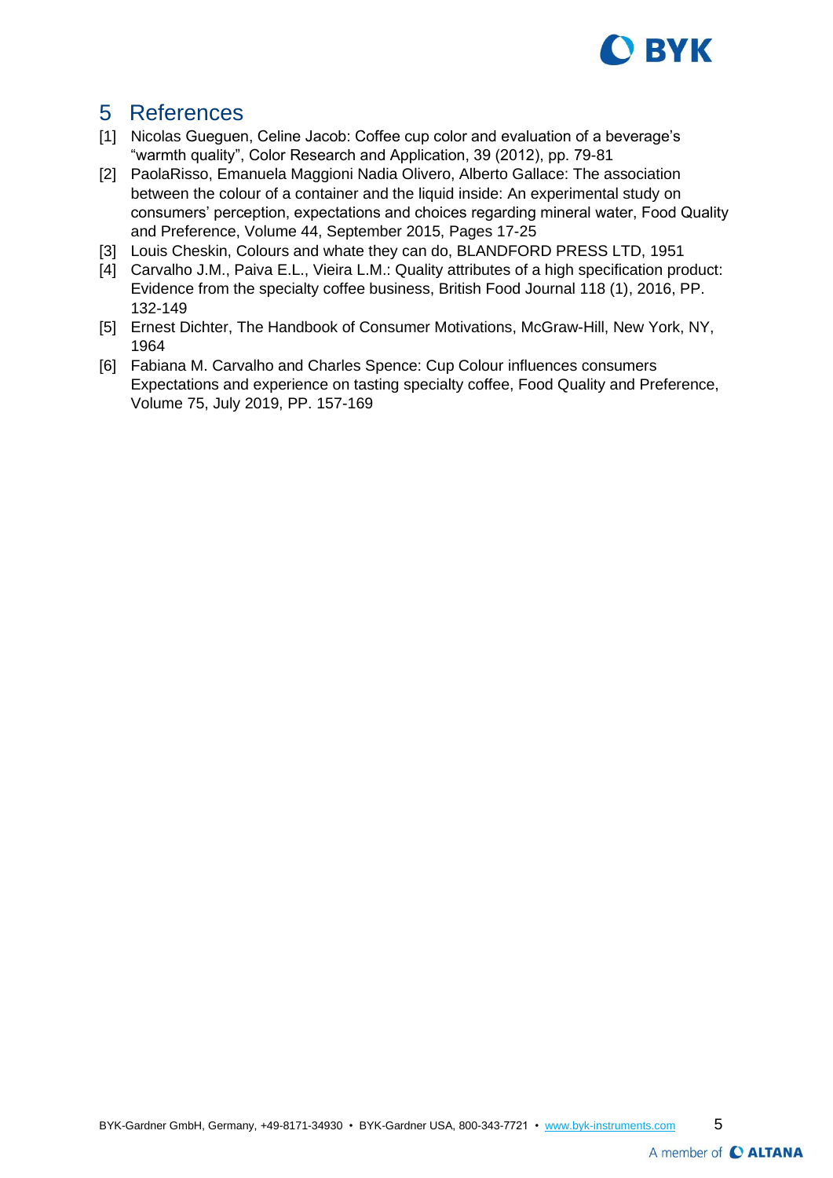## 5 References

[1] Nicolas Gueguen, Celine Jacob: Coffee cup color and evaluation of a beverage's "warmth quality", Color Research and Application, 39 (2012), pp. 79-81

[2] PaolaRisso, Emanuela Maggioni Nadia Olivero, Alberto Gallace: The association between the colour of a container and the liquid inside: An experimental study on consumers' perception, expectations and choices regarding mineral water, Food Quality and Preference, Volume 44, September 2015, Pages 17-25

[3] Louis Cheskin, Colours and whate they can do, BLANDFORD PRESS LTD, 1951

[4] Carvalho J.M., Paiva E.L., Vieira L.M.: Quality attributes of a high specification product: Evidence from the specialty coffee business, British Food Journal 118 (1), 2016, PP. 132-149

[5] Ernest Dichter, The Handbook of Consumer Motivations, McGraw-Hill, New York, NY, 1964

[6] Fabiana M. Carvalho and Charles Spence: Cup Colour influences consumers Expectations and experience on tasting specialty coffee, Food Quality and Preference, Volume 75, July 2019, PP. 157-169